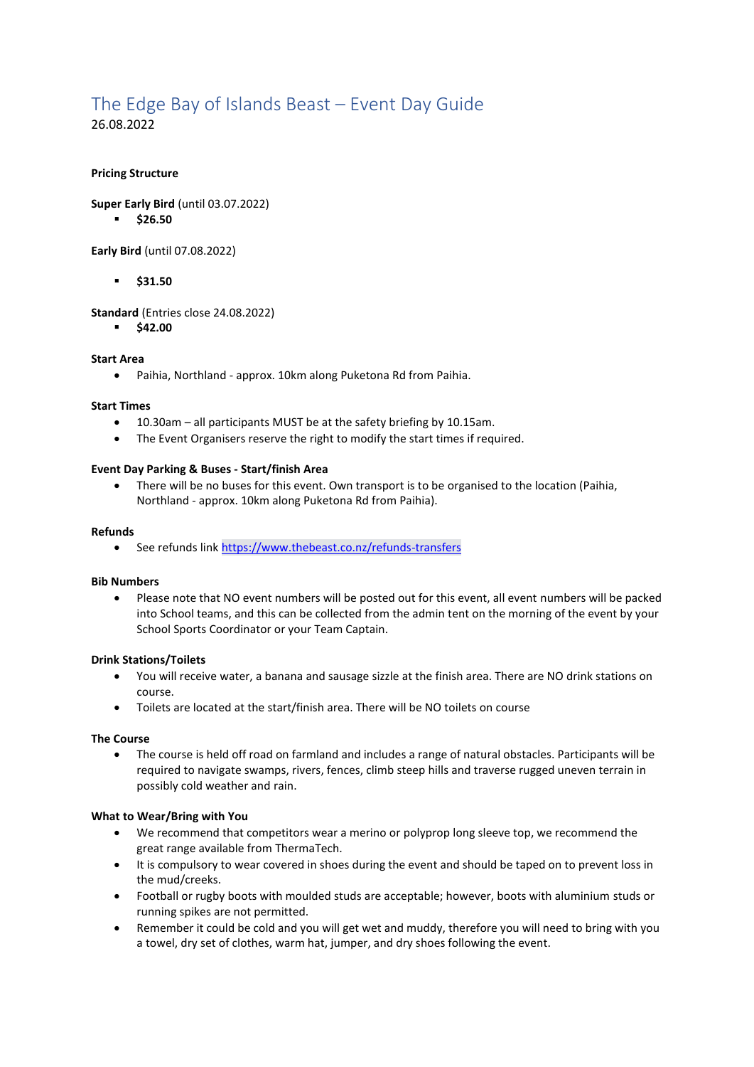# The Edge Bay of Islands Beast – Event Day Guide

26.08.2022

**Pricing Structure**

**Super Early Bird** (until 03.07.2022)

- **$26.50**

**Early Bird** (until 07.08.2022)

- **$31.50**

**Standard** (Entries close 24.08.2022)

- **$42.00**

**Start Area**

- Paihia, Northland - approx. 10km along Puketona Rd from Paihia.

**Start Times**

- 10.30am – all participants MUST be at the safety briefing by 10.15am.
- The Event Organisers reserve the right to modify the start times if required.

**Event Day Parking & Buses - Start/finish Area**

- There will be no buses for this event. Own transport is to be organised to the location (Paihia, Northland - approx. 10km along Puketona Rd from Paihia).

**Refunds**

- See refunds link https://www.thebeast.co.nz/refunds-transfers

**Bib Numbers**

- Please note that NO event numbers will be posted out for this event, all event numbers will be packed into School teams, and this can be collected from the admin tent on the morning of the event by your School Sports Coordinator or your Team Captain.

**Drink Stations/Toilets**

- You will receive water, a banana and sausage sizzle at the finish area. There are NO drink stations on course.
- Toilets are located at the start/finish area. There will be NO toilets on course

**The Course**

- The course is held off road on farmland and includes a range of natural obstacles. Participants will be required to navigate swamps, rivers, fences, climb steep hills and traverse rugged uneven terrain in possibly cold weather and rain.

**What to Wear/Bring with You**

- We recommend that competitors wear a merino or polyprop long sleeve top, we recommend the great range available from ThermaTech.
- It is compulsory to wear covered in shoes during the event and should be taped on to prevent loss in the mud/creeks.
- Football or rugby boots with moulded studs are acceptable; however, boots with aluminium studs or running spikes are not permitted.
- Remember it could be cold and you will get wet and muddy, therefore you will need to bring with you a towel, dry set of clothes, warm hat, jumper, and dry shoes following the event.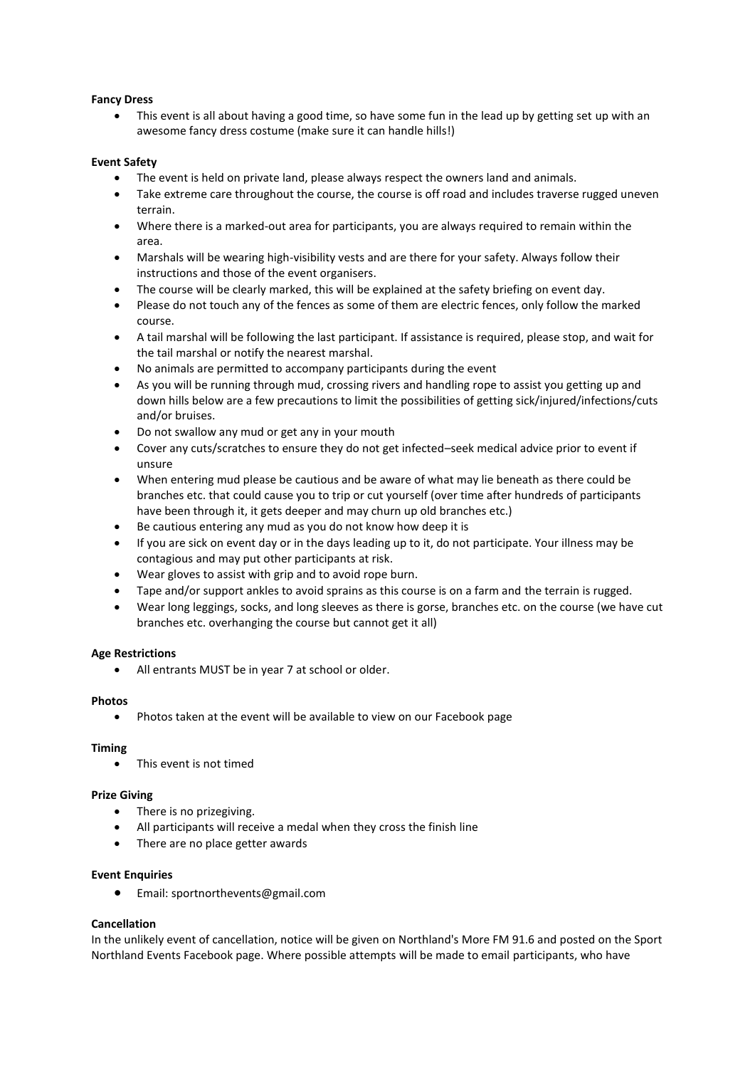**Fancy Dress**

- This event is all about having a good time, so have some fun in the lead up by getting set up with an awesome fancy dress costume (make sure it can handle hills!)

**Event Safety**

- The event is held on private land, please always respect the owners land and animals.
- Take extreme care throughout the course, the course is off road and includes traverse rugged uneven terrain.
- Where there is a marked-out area for participants, you are always required to remain within the area.
- Marshals will be wearing high-visibility vests and are there for your safety. Always follow their instructions and those of the event organisers.
- The course will be clearly marked, this will be explained at the safety briefing on event day.
- Please do not touch any of the fences as some of them are electric fences, only follow the marked course.
- A tail marshal will be following the last participant. If assistance is required, please stop, and wait for the tail marshal or notify the nearest marshal.
- No animals are permitted to accompany participants during the event
- As you will be running through mud, crossing rivers and handling rope to assist you getting up and down hills below are a few precautions to limit the possibilities of getting sick/injured/infections/cuts and/or bruises.
- Do not swallow any mud or get any in your mouth
- Cover any cuts/scratches to ensure they do not get infected–seek medical advice prior to event if unsure
- When entering mud please be cautious and be aware of what may lie beneath as there could be branches etc. that could cause you to trip or cut yourself (over time after hundreds of participants have been through it, it gets deeper and may churn up old branches etc.)
- Be cautious entering any mud as you do not know how deep it is
- If you are sick on event day or in the days leading up to it, do not participate. Your illness may be contagious and may put other participants at risk.
- Wear gloves to assist with grip and to avoid rope burn.
- Tape and/or support ankles to avoid sprains as this course is on a farm and the terrain is rugged.
- Wear long leggings, socks, and long sleeves as there is gorse, branches etc. on the course (we have cut branches etc. overhanging the course but cannot get it all)

**Age Restrictions**

- All entrants MUST be in year 7 at school or older.

**Photos**

- Photos taken at the event will be available to view on our Facebook page

**Timing**

- This event is not timed

**Prize Giving**

- There is no prizegiving.
- All participants will receive a medal when they cross the finish line
- There are no place getter awards

**Event Enquiries**

- Email: sportnorthevents@gmail.com

**Cancellation**

In the unlikely event of cancellation, notice will be given on Northland's More FM 91.6 and posted on the Sport Northland Events Facebook page. Where possible attempts will be made to email participants, who have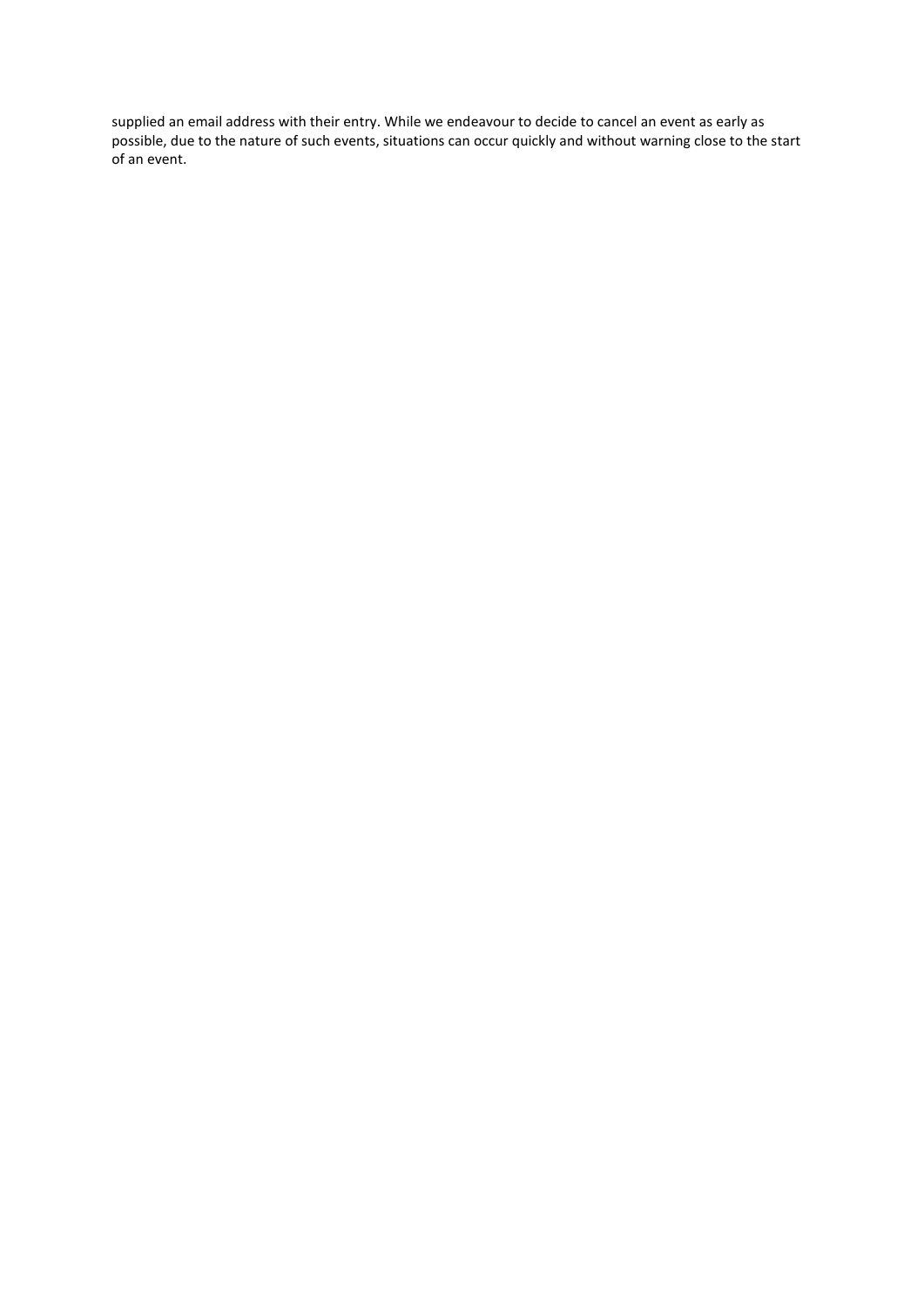supplied an email address with their entry. While we endeavour to decide to cancel an event as early as possible, due to the nature of such events, situations can occur quickly and without warning close to the start of an event.